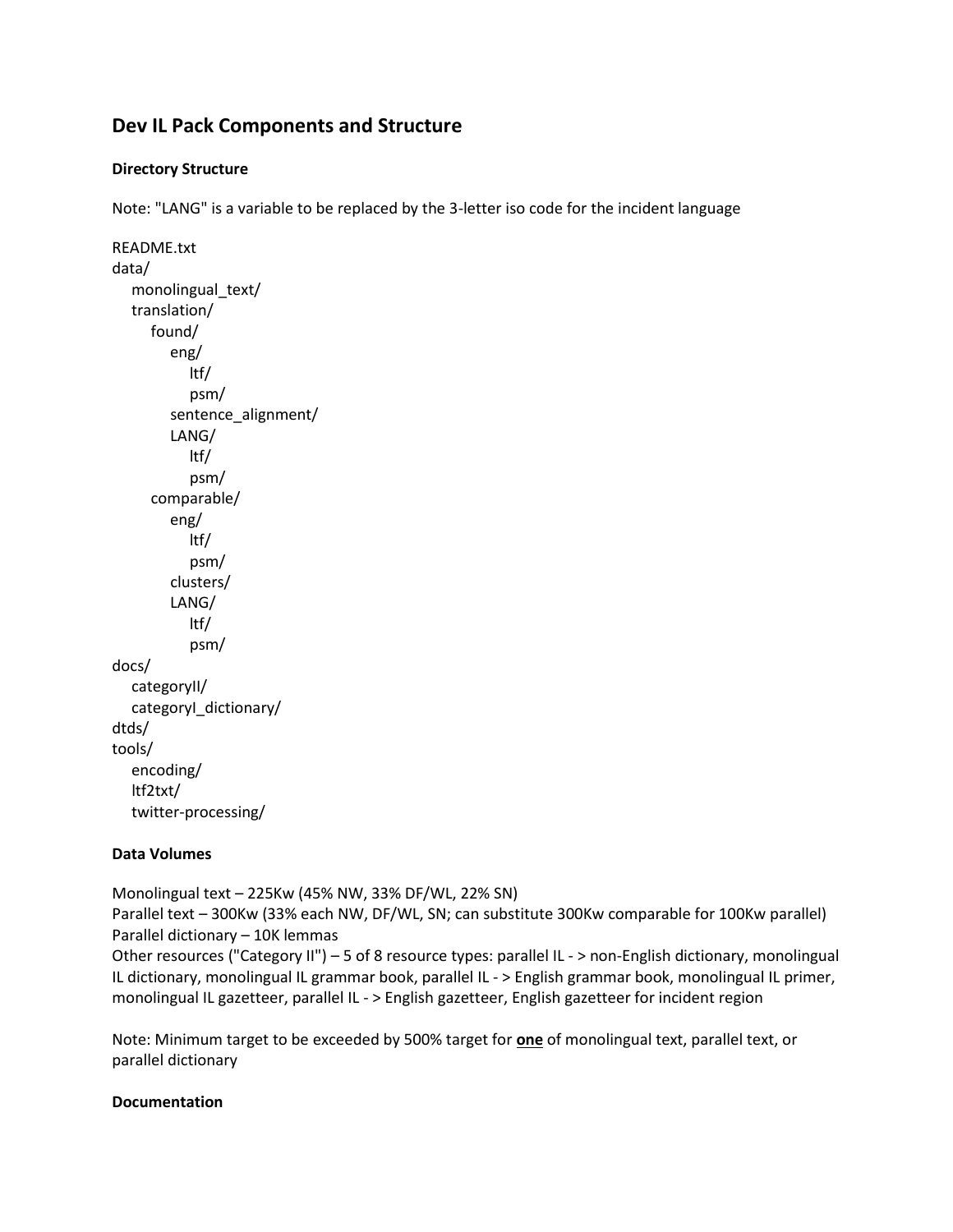## Dev IL Pack Components and Structure

**Directory Structure**

Note: "LANG" is a variable to be replaced by the 3-letter iso code for the incident language

```
README.txt
data/
    monolingual_text/
    translation/
        found/
            eng/
                ltf/
                psm/
            sentence_alignment/
            LANG/
                ltf/
                psm/
        comparable/
            eng/
                ltf/
                psm/
            clusters/
            LANG/
                ltf/
                psm/
docs/
    categoryII/
    categoryI_dictionary/
dtds/
tools/
    encoding/
    ltf2txt/
    twitter-processing/
```

**Data Volumes**

Monolingual text – 225Kw (45% NW, 33% DF/WL, 22% SN)
Parallel text – 300Kw (33% each NW, DF/WL, SN; can substitute 300Kw comparable for 100Kw parallel)
Parallel dictionary – 10K lemmas
Other resources ("Category II") – 5 of 8 resource types: parallel IL - > non-English dictionary, monolingual IL dictionary, monolingual IL grammar book, parallel IL - > English grammar book, monolingual IL primer, monolingual IL gazetteer, parallel IL - > English gazetteer, English gazetteer for incident region

Note: Minimum target to be exceeded by 500% target for **one** of monolingual text, parallel text, or parallel dictionary

**Documentation**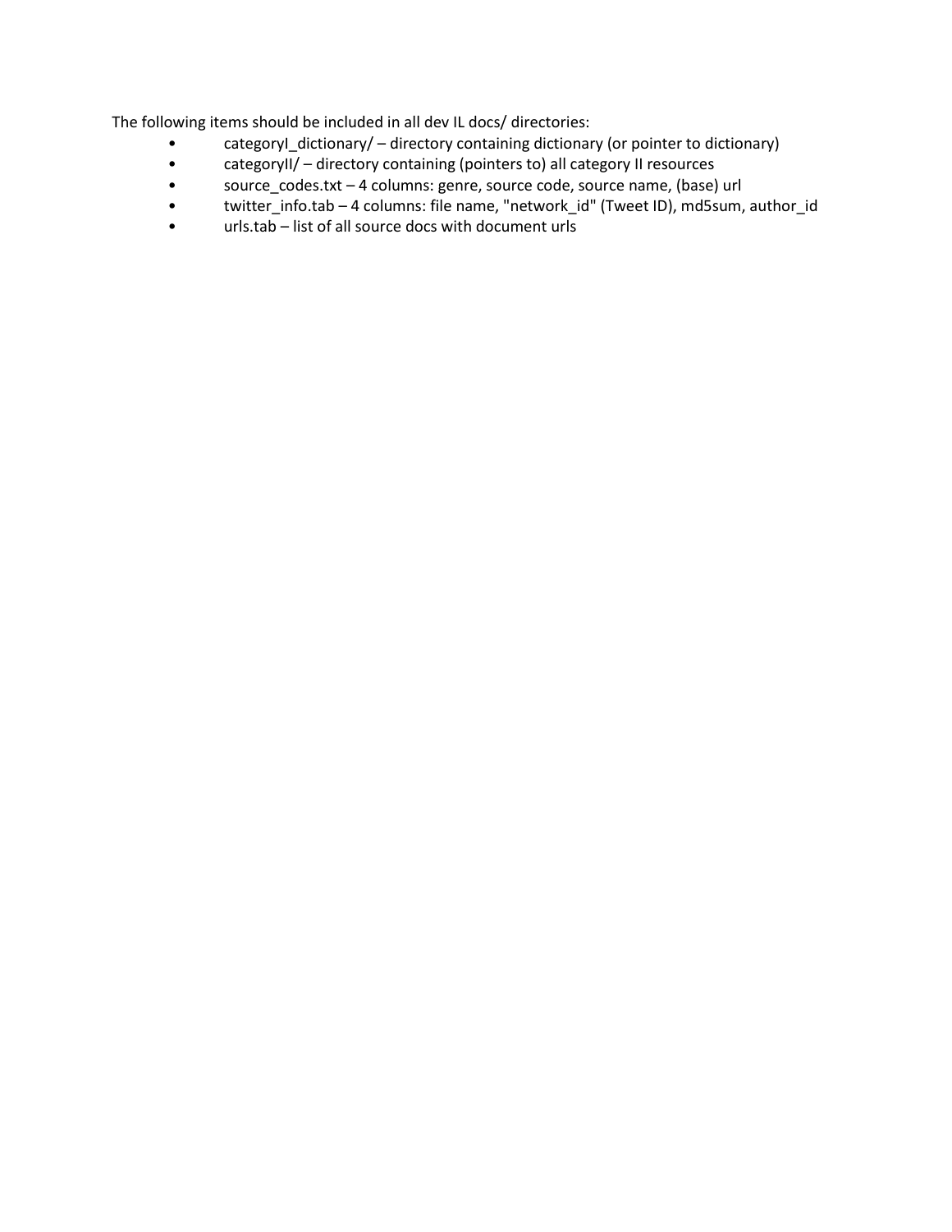The following items should be included in all dev IL docs/ directories:

- categoryI_dictionary/ – directory containing dictionary (or pointer to dictionary)
- categoryII/ – directory containing (pointers to) all category II resources
- source_codes.txt – 4 columns: genre, source code, source name, (base) url
- twitter_info.tab – 4 columns: file name, "network_id" (Tweet ID), md5sum, author_id
- urls.tab – list of all source docs with document urls